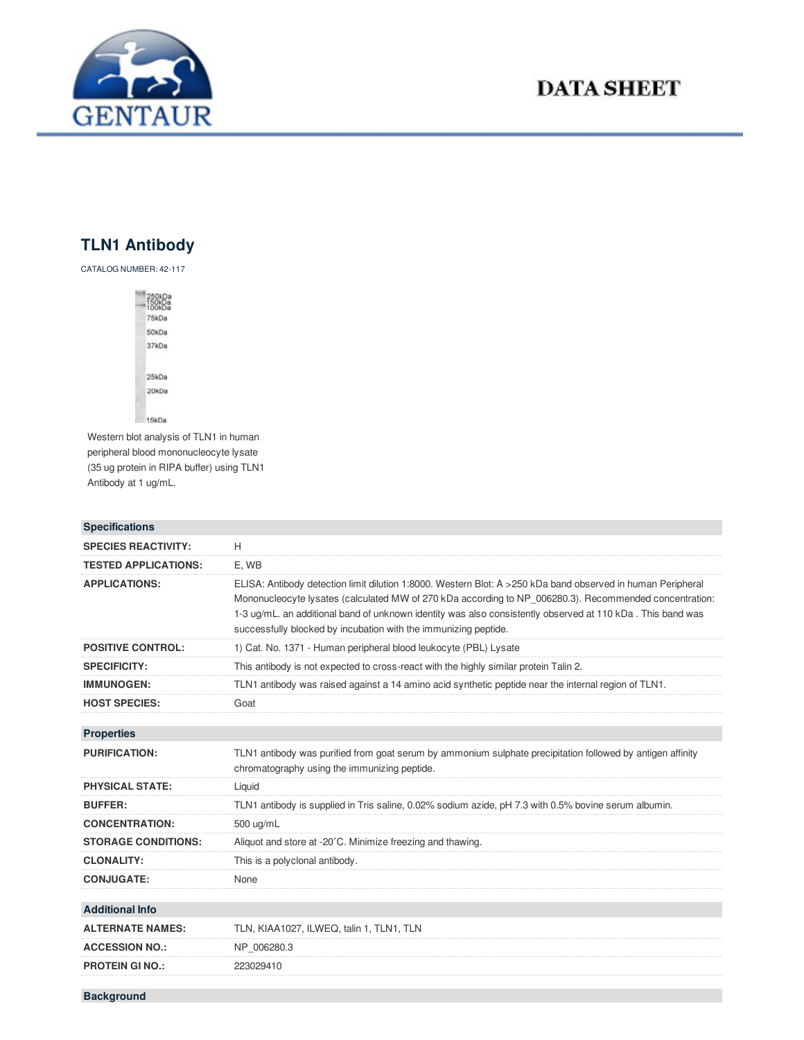# TLN1 Antibody

CATALOG NUMBER: 42-117

250kDa
150kDa
100kDa
75kDa
50kDa
37kDa
25kDa
20kDa
15kDa

Western blot analysis of TLN1 in human peripheral blood mononucleocyte lysate (35 ug protein in RIPA buffer) using TLN1 Antibody at 1 ug/mL.

| Specifications | |
|---|---|
| **SPECIES REACTIVITY:** | H |
| **TESTED APPLICATIONS:** | E, WB |
| **APPLICATIONS:** | ELISA: Antibody detection limit dilution 1:8000. Western Blot: A >250 kDa band observed in human Peripheral Mononucleocyte lysates (calculated MW of 270 kDa according to NP_006280.3). Recommended concentration: 1-3 ug/mL. an additional band of unknown identity was also consistently observed at 110 kDa . This band was successfully blocked by incubation with the immunizing peptide. |
| **POSITIVE CONTROL:** | 1) Cat. No. 1371 - Human peripheral blood leukocyte (PBL) Lysate |
| **SPECIFICITY:** | This antibody is not expected to cross-react with the highly similar protein Talin 2. |
| **IMMUNOGEN:** | TLN1 antibody was raised against a 14 amino acid synthetic peptide near the internal region of TLN1. |
| **HOST SPECIES:** | Goat |

| Properties | |
|---|---|
| **PURIFICATION:** | TLN1 antibody was purified from goat serum by ammonium sulphate precipitation followed by antigen affinity chromatography using the immunizing peptide. |
| **PHYSICAL STATE:** | Liquid |
| **BUFFER:** | TLN1 antibody is supplied in Tris saline, 0.02% sodium azide, pH 7.3 with 0.5% bovine serum albumin. |
| **CONCENTRATION:** | 500 ug/mL |
| **STORAGE CONDITIONS:** | Aliquot and store at -20˚C. Minimize freezing and thawing. |
| **CLONALITY:** | This is a polyclonal antibody. |
| **CONJUGATE:** | None |

| Additional Info | |
|---|---|
| **ALTERNATE NAMES:** | TLN, KIAA1027, ILWEQ, talin 1, TLN1, TLN |
| **ACCESSION NO.:** | NP_006280.3 |
| **PROTEIN GI NO.:** | 223029410 |

## Background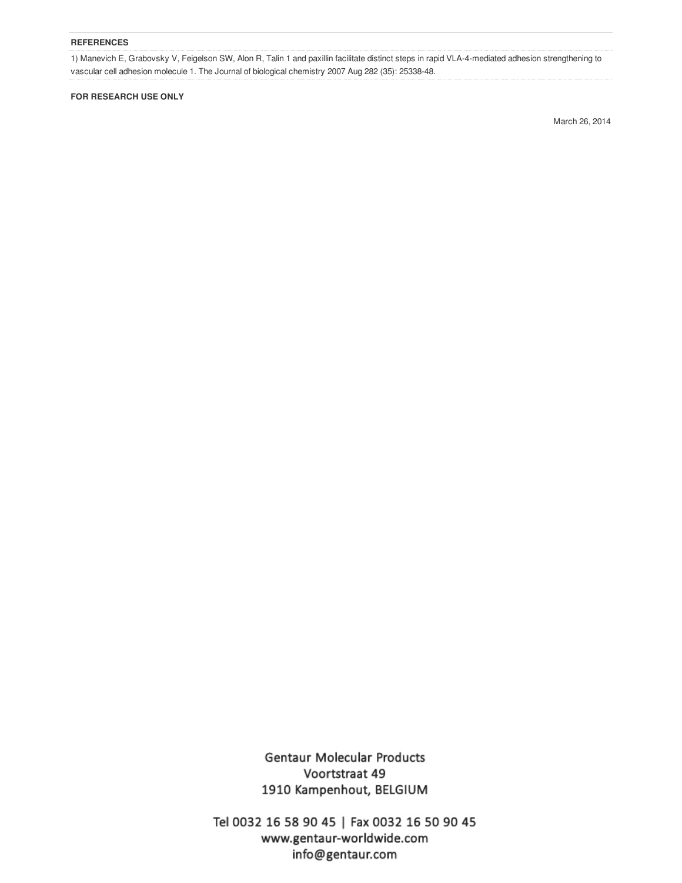**REFERENCES**

1) Manevich E, Grabovsky V, Feigelson SW, Alon R, Talin 1 and paxillin facilitate distinct steps in rapid VLA-4-mediated adhesion strengthening to vascular cell adhesion molecule 1. The Journal of biological chemistry 2007 Aug 282 (35): 25338-48.

**FOR RESEARCH USE ONLY**

March 26, 2014

Gentaur Molecular Products
Voortstraat 49
1910 Kampenhout, BELGIUM

Tel 0032 16 58 90 45 | Fax 0032 16 50 90 45
www.gentaur-worldwide.com
info@gentaur.com